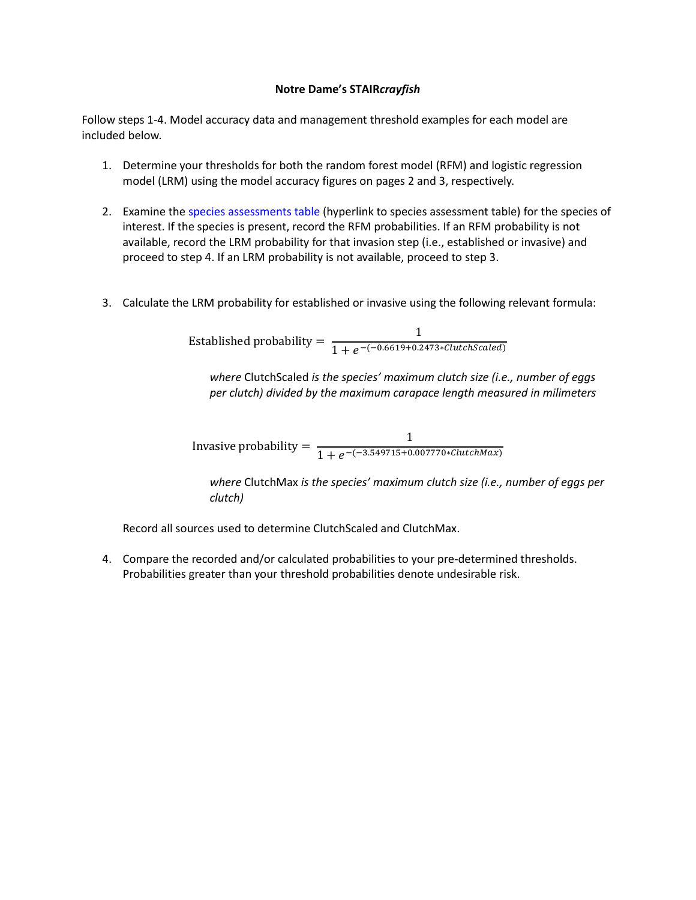# Notre Dame's STAIR*crayfish*

Follow steps 1-4. Model accuracy data and management threshold examples for each model are included below.

1. Determine your thresholds for both the random forest model (RFM) and logistic regression model (LRM) using the model accuracy figures on pages 2 and 3, respectively.

2. Examine the species assessments table (hyperlink to species assessment table) for the species of interest. If the species is present, record the RFM probabilities. If an RFM probability is not available, record the LRM probability for that invasion step (i.e., established or invasive) and proceed to step 4. If an LRM probability is not available, proceed to step 3.

3. Calculate the LRM probability for established or invasive using the following relevant formula:

$$\text{Established probability} = \frac{1}{1 + e^{-(-0.6619 + 0.2473 * ClutchScaled)}}$$

   *where* ClutchScaled *is the species' maximum clutch size (i.e., number of eggs per clutch) divided by the maximum carapace length measured in milimeters*

$$\text{Invasive probability} = \frac{1}{1 + e^{-(-3.549715 + 0.007770 * ClutchMax)}}$$

   *where* ClutchMax *is the species' maximum clutch size (i.e., number of eggs per clutch)*

   Record all sources used to determine ClutchScaled and ClutchMax.

4. Compare the recorded and/or calculated probabilities to your pre-determined thresholds. Probabilities greater than your threshold probabilities denote undesirable risk.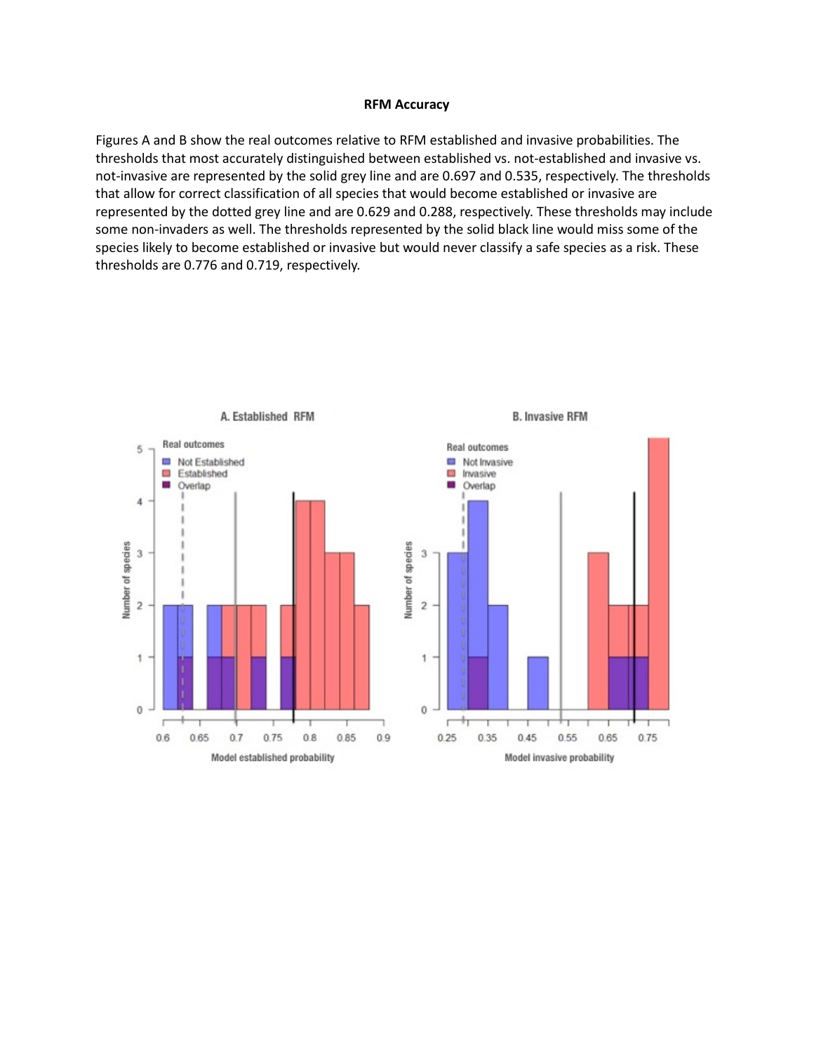**RFM Accuracy**

Figures A and B show the real outcomes relative to RFM established and invasive probabilities. The thresholds that most accurately distinguished between established vs. not-established and invasive vs. not-invasive are represented by the solid grey line and are 0.697 and 0.535, respectively. The thresholds that allow for correct classification of all species that would become established or invasive are represented by the dotted grey line and are 0.629 and 0.288, respectively. These thresholds may include some non-invaders as well. The thresholds represented by the solid black line would miss some of the species likely to become established or invasive but would never classify a safe species as a risk. These thresholds are 0.776 and 0.719, respectively.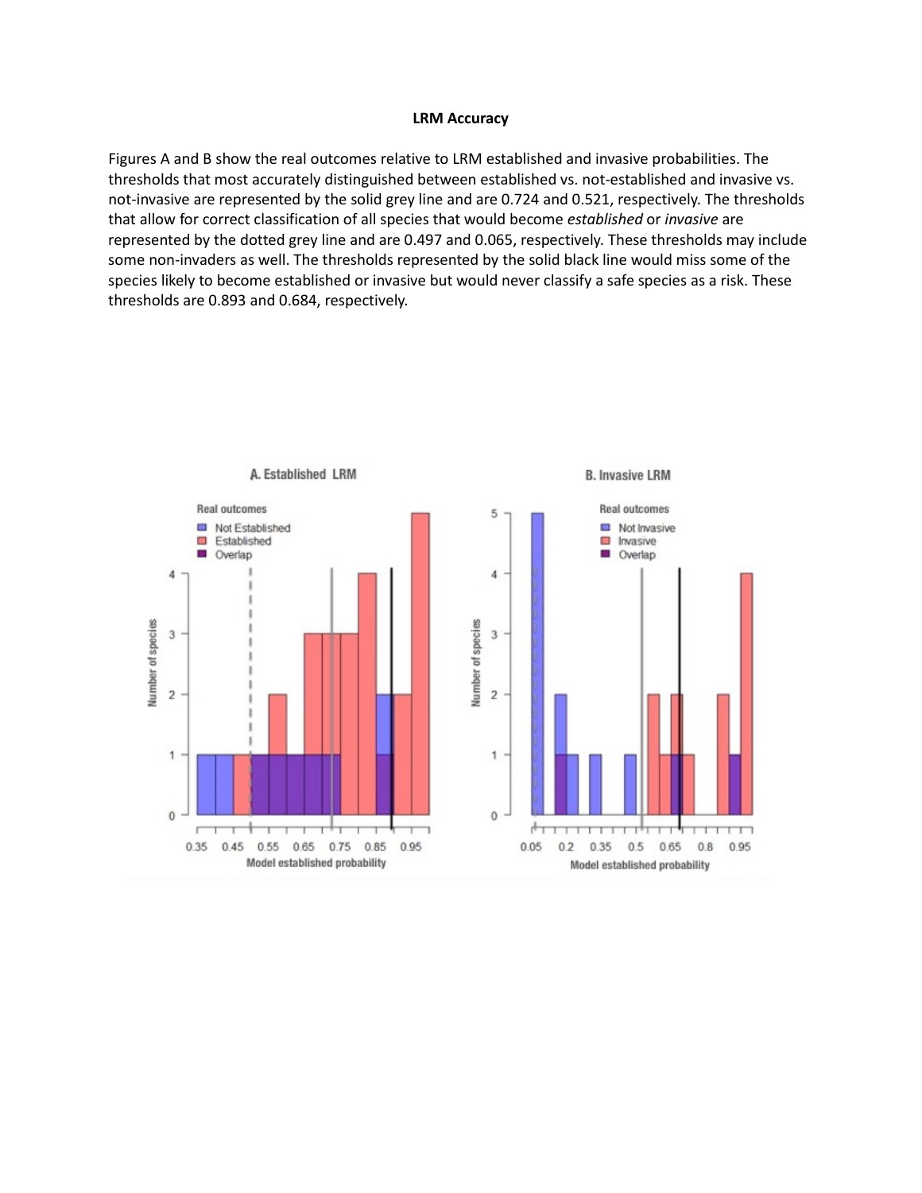## LRM Accuracy

Figures A and B show the real outcomes relative to LRM established and invasive probabilities. The thresholds that most accurately distinguished between established vs. not-established and invasive vs. not-invasive are represented by the solid grey line and are 0.724 and 0.521, respectively. The thresholds that allow for correct classification of all species that would become *established* or *invasive* are represented by the dotted grey line and are 0.497 and 0.065, respectively. These thresholds may include some non-invaders as well. The thresholds represented by the solid black line would miss some of the species likely to become established or invasive but would never classify a safe species as a risk. These thresholds are 0.893 and 0.684, respectively.

A. Established LRM

Real outcomes
Not Established
Established
Overlap

Number of species
0
1
2
3
4

0.35 0.45 0.55 0.65 0.75 0.85 0.95
Model established probability

B. Invasive LRM

Real outcomes
Not Invasive
Invasive
Overlap

Number of species
0
1
2
3
4
5

0.05 0.2 0.35 0.5 0.65 0.8 0.95
Model established probability